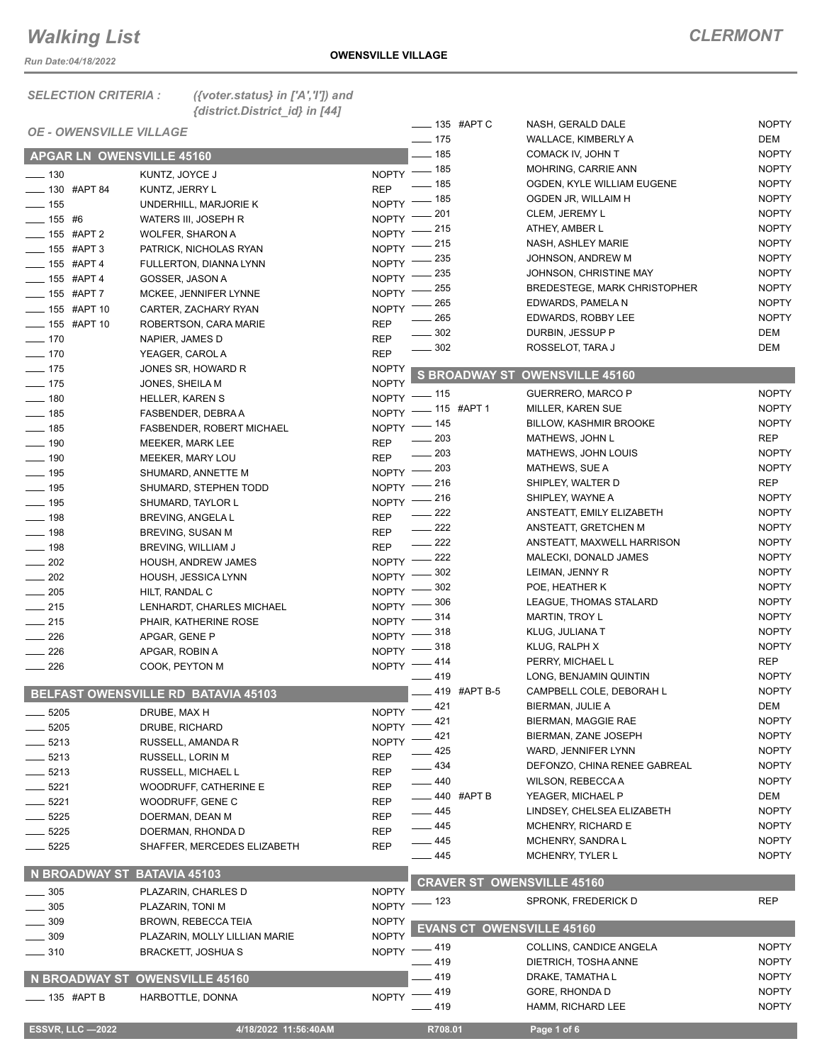# Walking List

**CLERMONT**

*Run Date:04/18/2022*

**OWENSVILLE VILLAGE**

*SELECTION CRITERIA :* *({voter.status} in ['A','I']) and {district.District_id} in [44]*

*OE - OWENSVILLE VILLAGE*

## APGAR LN OWENSVILLE 45160

| Address | Name | Party |
|---|---|---|
| 130 | KUNTZ, JOYCE J | NOPTY |
| 130 #APT 84 | KUNTZ, JERRY L | REP |
| 155 | UNDERHILL, MARJORIE K | NOPTY |
| 155 #6 | WATERS III, JOSEPH R | NOPTY |
| 155 #APT 2 | WOLFER, SHARON A | NOPTY |
| 155 #APT 3 | PATRICK, NICHOLAS RYAN | NOPTY |
| 155 #APT 4 | FULLERTON, DIANNA LYNN | NOPTY |
| 155 #APT 4 | GOSSER, JASON A | NOPTY |
| 155 #APT 7 | MCKEE, JENNIFER LYNNE | NOPTY |
| 155 #APT 10 | CARTER, ZACHARY RYAN | NOPTY |
| 155 #APT 10 | ROBERTSON, CARA MARIE | REP |
| 170 | NAPIER, JAMES D | REP |
| 170 | YEAGER, CAROL A | REP |
| 175 | JONES SR, HOWARD R | NOPTY |
| 175 | JONES, SHEILA M | NOPTY |
| 180 | HELLER, KAREN S | NOPTY |
| 185 | FASBENDER, DEBRA A | NOPTY |
| 185 | FASBENDER, ROBERT MICHAEL | NOPTY |
| 190 | MEEKER, MARK LEE | REP |
| 190 | MEEKER, MARY LOU | REP |
| 195 | SHUMARD, ANNETTE M | NOPTY |
| 195 | SHUMARD, STEPHEN TODD | NOPTY |
| 195 | SHUMARD, TAYLOR L | NOPTY |
| 198 | BREVING, ANGELA L | REP |
| 198 | BREVING, SUSAN M | REP |
| 198 | BREVING, WILLIAM J | REP |
| 202 | HOUSH, ANDREW JAMES | NOPTY |
| 202 | HOUSH, JESSICA LYNN | NOPTY |
| 205 | HILT, RANDAL C | NOPTY |
| 215 | LENHARDT, CHARLES MICHAEL | NOPTY |
| 215 | PHAIR, KATHERINE ROSE | NOPTY |
| 226 | APGAR, GENE P | NOPTY |
| 226 | APGAR, ROBIN A | NOPTY |
| 226 | COOK, PEYTON M | NOPTY |

## BELFAST OWENSVILLE RD BATAVIA 45103

| Address | Name | Party |
|---|---|---|
| 5205 | DRUBE, MAX H | NOPTY |
| 5205 | DRUBE, RICHARD | NOPTY |
| 5213 | RUSSELL, AMANDA R | NOPTY |
| 5213 | RUSSELL, LORIN M | REP |
| 5213 | RUSSELL, MICHAEL L | REP |
| 5221 | WOODRUFF, CATHERINE E | REP |
| 5221 | WOODRUFF, GENE C | REP |
| 5225 | DOERMAN, DEAN M | REP |
| 5225 | DOERMAN, RHONDA D | REP |
| 5225 | SHAFFER, MERCEDES ELIZABETH | REP |

## N BROADWAY ST BATAVIA 45103

| Address | Name | Party |
|---|---|---|
| 305 | PLAZARIN, CHARLES D | NOPTY |
| 305 | PLAZARIN, TONI M | NOPTY |
| 309 | BROWN, REBECCA TEIA | NOPTY |
| 309 | PLAZARIN, MOLLY LILLIAN MARIE | NOPTY |
| 310 | BRACKETT, JOSHUA S | NOPTY |

## N BROADWAY ST OWENSVILLE 45160

| Address | Name | Party |
|---|---|---|
| 135 #APT B | HARBOTTLE, DONNA | NOPTY |
| 135 #APT C | NASH, GERALD DALE | NOPTY |
| 175 | WALLACE, KIMBERLY A | DEM |
| 185 | COMACK IV, JOHN T | NOPTY |
| 185 | MOHRING, CARRIE ANN | NOPTY |
| 185 | OGDEN, KYLE WILLIAM EUGENE | NOPTY |
| 185 | OGDEN JR, WILLAIM H | NOPTY |
| 201 | CLEM, JEREMY L | NOPTY |
| 215 | ATHEY, AMBER L | NOPTY |
| 215 | NASH, ASHLEY MARIE | NOPTY |
| 235 | JOHNSON, ANDREW M | NOPTY |
| 235 | JOHNSON, CHRISTINE MAY | NOPTY |
| 255 | BREDESTEGE, MARK CHRISTOPHER | NOPTY |
| 265 | EDWARDS, PAMELA N | NOPTY |
| 265 | EDWARDS, ROBBY LEE | NOPTY |
| 302 | DURBIN, JESSUP P | DEM |
| 302 | ROSSELOT, TARA J | DEM |

## S BROADWAY ST OWENSVILLE 45160

| Address | Name | Party |
|---|---|---|
| 115 | GUERRERO, MARCO P | NOPTY |
| 115 #APT 1 | MILLER, KAREN SUE | NOPTY |
| 145 | BILLOW, KASHMIR BROOKE | NOPTY |
| 203 | MATHEWS, JOHN L | REP |
| 203 | MATHEWS, JOHN LOUIS | NOPTY |
| 203 | MATHEWS, SUE A | NOPTY |
| 216 | SHIPLEY, WALTER D | REP |
| 216 | SHIPLEY, WAYNE A | NOPTY |
| 222 | ANSTEATT, EMILY ELIZABETH | NOPTY |
| 222 | ANSTEATT, GRETCHEN M | NOPTY |
| 222 | ANSTEATT, MAXWELL HARRISON | NOPTY |
| 222 | MALECKI, DONALD JAMES | NOPTY |
| 302 | LEIMAN, JENNY R | NOPTY |
| 302 | POE, HEATHER K | NOPTY |
| 306 | LEAGUE, THOMAS STALARD | NOPTY |
| 314 | MARTIN, TROY L | NOPTY |
| 318 | KLUG, JULIANA T | NOPTY |
| 318 | KLUG, RALPH X | NOPTY |
| 414 | PERRY, MICHAEL L | REP |
| 419 | LONG, BENJAMIN QUINTIN | NOPTY |
| 419 #APT B-5 | CAMPBELL COLE, DEBORAH L | NOPTY |
| 421 | BIERMAN, JULIE A | DEM |
| 421 | BIERMAN, MAGGIE RAE | NOPTY |
| 421 | BIERMAN, ZANE JOSEPH | NOPTY |
| 425 | WARD, JENNIFER LYNN | NOPTY |
| 434 | DEFONZO, CHINA RENEE GABREAL | NOPTY |
| 440 | WILSON, REBECCA A | NOPTY |
| 440 #APT B | YEAGER, MICHAEL P | DEM |
| 445 | LINDSEY, CHELSEA ELIZABETH | NOPTY |
| 445 | MCHENRY, RICHARD E | NOPTY |
| 445 | MCHENRY, SANDRA L | NOPTY |
| 445 | MCHENRY, TYLER L | NOPTY |

## CRAVER ST OWENSVILLE 45160

| Address | Name | Party |
|---|---|---|
| 123 | SPRONK, FREDERICK D | REP |

## EVANS CT OWENSVILLE 45160

| Address | Name | Party |
|---|---|---|
| 419 | COLLINS, CANDICE ANGELA | NOPTY |
| 419 | DIETRICH, TOSHA ANNE | NOPTY |
| 419 | DRAKE, TAMATHA L | NOPTY |
| 419 | GORE, RHONDA D | NOPTY |
| 419 | HAMM, RICHARD LEE | NOPTY |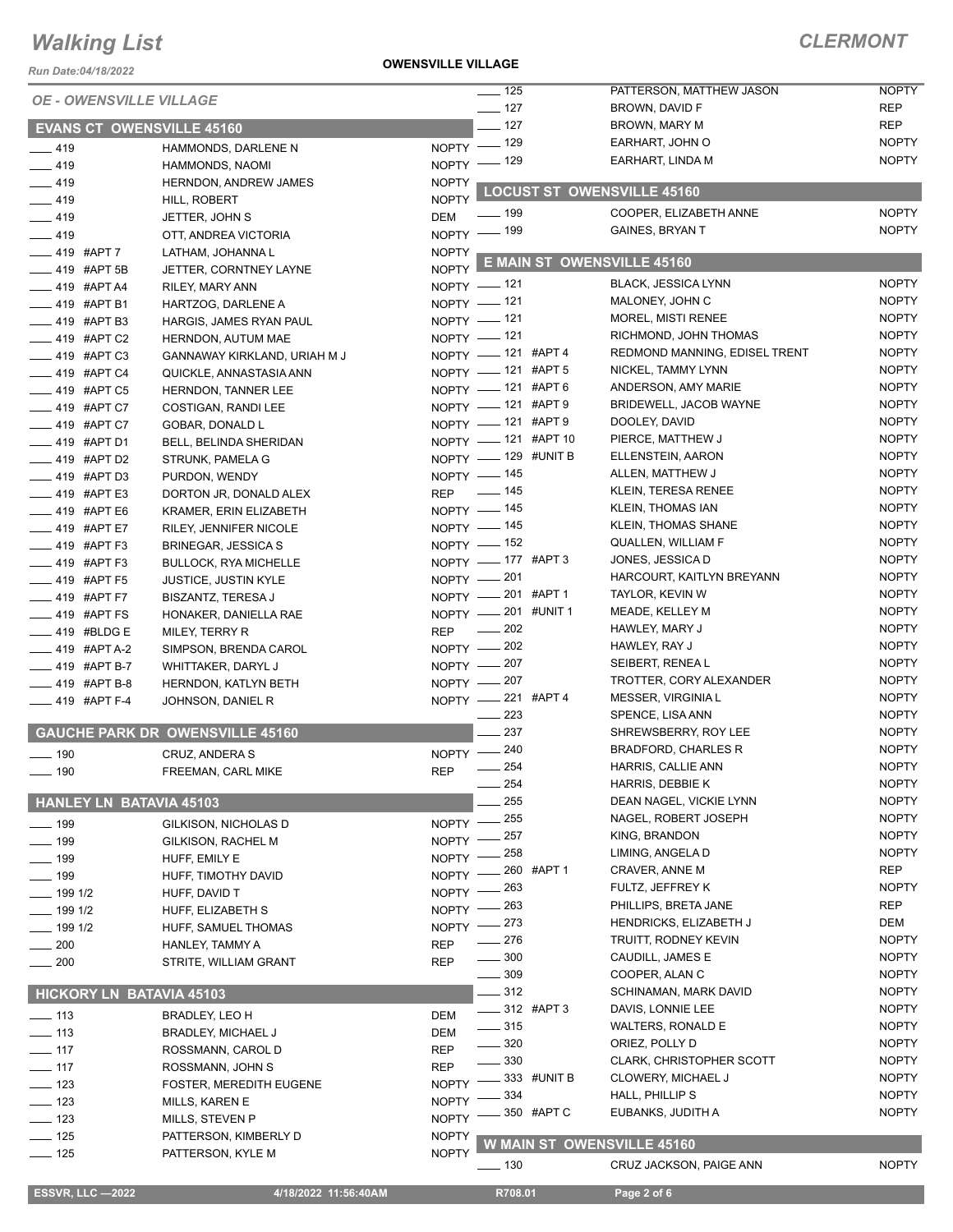# Walking List

**CLERMONT**

Run Date:04/18/2022

**OWENSVILLE VILLAGE**

*OE - OWENSVILLE VILLAGE*

## EVANS CT OWENSVILLE 45160

| Address | Name | Party |
|---|---|---|
| 419 | HAMMONDS, DARLENE N | NOPTY |
| 419 | HAMMONDS, NAOMI | NOPTY |
| 419 | HERNDON, ANDREW JAMES | NOPTY |
| 419 | HILL, ROBERT | NOPTY |
| 419 | JETTER, JOHN S | DEM |
| 419 | OTT, ANDREA VICTORIA | NOPTY |
| 419 #APT 7 | LATHAM, JOHANNA L | NOPTY |
| 419 #APT 5B | JETTER, CORNTNEY LAYNE | NOPTY |
| 419 #APT A4 | RILEY, MARY ANN | NOPTY |
| 419 #APT B1 | HARTZOG, DARLENE A | NOPTY |
| 419 #APT B3 | HARGIS, JAMES RYAN PAUL | NOPTY |
| 419 #APT C2 | HERNDON, AUTUM MAE | NOPTY |
| 419 #APT C3 | GANNAWAY KIRKLAND, URIAH M J | NOPTY |
| 419 #APT C4 | QUICKLE, ANNASTASIA ANN | NOPTY |
| 419 #APT C5 | HERNDON, TANNER LEE | NOPTY |
| 419 #APT C7 | COSTIGAN, RANDI LEE | NOPTY |
| 419 #APT C7 | GOBAR, DONALD L | NOPTY |
| 419 #APT D1 | BELL, BELINDA SHERIDAN | NOPTY |
| 419 #APT D2 | STRUNK, PAMELA G | NOPTY |
| 419 #APT D3 | PURDON, WENDY | NOPTY |
| 419 #APT E3 | DORTON JR, DONALD ALEX | REP |
| 419 #APT E6 | KRAMER, ERIN ELIZABETH | NOPTY |
| 419 #APT E7 | RILEY, JENNIFER NICOLE | NOPTY |
| 419 #APT F3 | BRINEGAR, JESSICA S | NOPTY |
| 419 #APT F3 | BULLOCK, RYA MICHELLE | NOPTY |
| 419 #APT F5 | JUSTICE, JUSTIN KYLE | NOPTY |
| 419 #APT F7 | BISZANTZ, TERESA J | NOPTY |
| 419 #APT FS | HONAKER, DANIELLA RAE | NOPTY |
| 419 #BLDG E | MILEY, TERRY R | REP |
| 419 #APT A-2 | SIMPSON, BRENDA CAROL | NOPTY |
| 419 #APT B-7 | WHITTAKER, DARYL J | NOPTY |
| 419 #APT B-8 | HERNDON, KATLYN BETH | NOPTY |
| 419 #APT F-4 | JOHNSON, DANIEL R | NOPTY |

## GAUCHE PARK DR OWENSVILLE 45160

| Address | Name | Party |
|---|---|---|
| 190 | CRUZ, ANDERA S | NOPTY |
| 190 | FREEMAN, CARL MIKE | REP |

## HANLEY LN BATAVIA 45103

| Address | Name | Party |
|---|---|---|
| 199 | GILKISON, NICHOLAS D | NOPTY |
| 199 | GILKISON, RACHEL M | NOPTY |
| 199 | HUFF, EMILY E | NOPTY |
| 199 | HUFF, TIMOTHY DAVID | NOPTY |
| 199 1/2 | HUFF, DAVID T | NOPTY |
| 199 1/2 | HUFF, ELIZABETH S | NOPTY |
| 199 1/2 | HUFF, SAMUEL THOMAS | NOPTY |
| 200 | HANLEY, TAMMY A | REP |
| 200 | STRITE, WILLIAM GRANT | REP |

## HICKORY LN BATAVIA 45103

| Address | Name | Party |
|---|---|---|
| 113 | BRADLEY, LEO H | DEM |
| 113 | BRADLEY, MICHAEL J | DEM |
| 117 | ROSSMANN, CAROL D | REP |
| 117 | ROSSMANN, JOHN S | REP |
| 123 | FOSTER, MEREDITH EUGENE | NOPTY |
| 123 | MILLS, KAREN E | NOPTY |
| 123 | MILLS, STEVEN P | NOPTY |
| 125 | PATTERSON, KIMBERLY D | NOPTY |
| 125 | PATTERSON, KYLE M | NOPTY |
| 125 | PATTERSON, MATTHEW JASON | NOPTY |
| 127 | BROWN, DAVID F | REP |
| 127 | BROWN, MARY M | REP |
| 129 | EARHART, JOHN O | NOPTY |
| 129 | EARHART, LINDA M | NOPTY |

## LOCUST ST OWENSVILLE 45160

| Address | Name | Party |
|---|---|---|
| 199 | COOPER, ELIZABETH ANNE | NOPTY |
| 199 | GAINES, BRYAN T | NOPTY |

## E MAIN ST OWENSVILLE 45160

| Address | Name | Party |
|---|---|---|
| 121 | BLACK, JESSICA LYNN | NOPTY |
| 121 | MALONEY, JOHN C | NOPTY |
| 121 | MOREL, MISTI RENEE | NOPTY |
| 121 | RICHMOND, JOHN THOMAS | NOPTY |
| 121 #APT 4 | REDMOND MANNING, EDISEL TRENT | NOPTY |
| 121 #APT 5 | NICKEL, TAMMY LYNN | NOPTY |
| 121 #APT 6 | ANDERSON, AMY MARIE | NOPTY |
| 121 #APT 9 | BRIDEWELL, JACOB WAYNE | NOPTY |
| 121 #APT 9 | DOOLEY, DAVID | NOPTY |
| 121 #APT 10 | PIERCE, MATTHEW J | NOPTY |
| 129 #UNIT B | ELLENSTEIN, AARON | NOPTY |
| 145 | ALLEN, MATTHEW J | NOPTY |
| 145 | KLEIN, TERESA RENEE | NOPTY |
| 145 | KLEIN, THOMAS IAN | NOPTY |
| 145 | KLEIN, THOMAS SHANE | NOPTY |
| 152 | QUALLEN, WILLIAM F | NOPTY |
| 177 #APT 3 | JONES, JESSICA D | NOPTY |
| 201 | HARCOURT, KAITLYN BREYANN | NOPTY |
| 201 #APT 1 | TAYLOR, KEVIN W | NOPTY |
| 201 #UNIT 1 | MEADE, KELLEY M | NOPTY |
| 202 | HAWLEY, MARY J | NOPTY |
| 202 | HAWLEY, RAY J | NOPTY |
| 207 | SEIBERT, RENEA L | NOPTY |
| 207 | TROTTER, CORY ALEXANDER | NOPTY |
| 221 #APT 4 | MESSER, VIRGINIA L | NOPTY |
| 223 | SPENCE, LISA ANN | NOPTY |
| 237 | SHREWSBERRY, ROY LEE | NOPTY |
| 240 | BRADFORD, CHARLES R | NOPTY |
| 254 | HARRIS, CALLIE ANN | NOPTY |
| 254 | HARRIS, DEBBIE K | NOPTY |
| 255 | DEAN NAGEL, VICKIE LYNN | NOPTY |
| 255 | NAGEL, ROBERT JOSEPH | NOPTY |
| 257 | KING, BRANDON | NOPTY |
| 258 | LIMING, ANGELA D | NOPTY |
| 260 #APT 1 | CRAVER, ANNE M | REP |
| 263 | FULTZ, JEFFREY K | NOPTY |
| 263 | PHILLIPS, BRETA JANE | REP |
| 273 | HENDRICKS, ELIZABETH J | DEM |
| 276 | TRUITT, RODNEY KEVIN | NOPTY |
| 300 | CAUDILL, JAMES E | NOPTY |
| 309 | COOPER, ALAN C | NOPTY |
| 312 | SCHINAMAN, MARK DAVID | NOPTY |
| 312 #APT 3 | DAVIS, LONNIE LEE | NOPTY |
| 315 | WALTERS, RONALD E | NOPTY |
| 320 | ORIEZ, POLLY D | NOPTY |
| 330 | CLARK, CHRISTOPHER SCOTT | NOPTY |
| 333 #UNIT B | CLOWERY, MICHAEL J | NOPTY |
| 334 | HALL, PHILLIP S | NOPTY |
| 350 #APT C | EUBANKS, JUDITH A | NOPTY |

## W MAIN ST OWENSVILLE 45160

| Address | Name | Party |
|---|---|---|
| 130 | CRUZ JACKSON, PAIGE ANN | NOPTY |

ESSVR, LLC —2022 | 4/18/2022 11:56:40AM | R708.01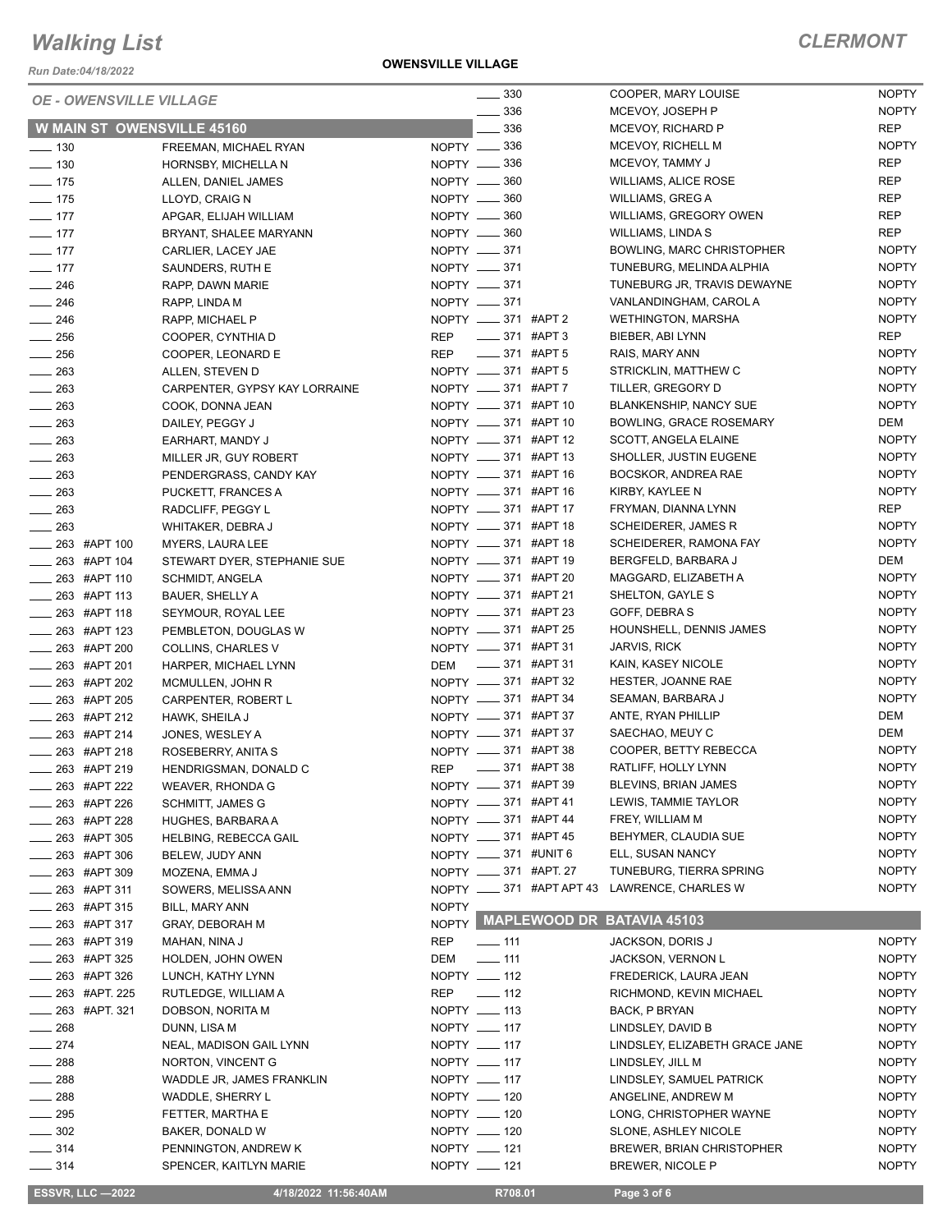# Walking List

**CLERMONT**

*Run Date:04/18/2022*

**OWENSVILLE VILLAGE**

*OE - OWENSVILLE VILLAGE*

## W MAIN ST OWENSVILLE 45160

| No. | Apt | Name | Party |
|---|---|---|---|
| 130 | | FREEMAN, MICHAEL RYAN | NOPTY |
| 130 | | HORNSBY, MICHELLA N | NOPTY |
| 175 | | ALLEN, DANIEL JAMES | NOPTY |
| 175 | | LLOYD, CRAIG N | NOPTY |
| 177 | | APGAR, ELIJAH WILLIAM | NOPTY |
| 177 | | BRYANT, SHALEE MARYANN | NOPTY |
| 177 | | CARLIER, LACEY JAE | NOPTY |
| 177 | | SAUNDERS, RUTH E | NOPTY |
| 246 | | RAPP, DAWN MARIE | NOPTY |
| 246 | | RAPP, LINDA M | NOPTY |
| 246 | | RAPP, MICHAEL P | NOPTY |
| 256 | | COOPER, CYNTHIA D | REP |
| 256 | | COOPER, LEONARD E | REP |
| 263 | | ALLEN, STEVEN D | NOPTY |
| 263 | | CARPENTER, GYPSY KAY LORRAINE | NOPTY |
| 263 | | COOK, DONNA JEAN | NOPTY |
| 263 | | DAILEY, PEGGY J | NOPTY |
| 263 | | EARHART, MANDY J | NOPTY |
| 263 | | MILLER JR, GUY ROBERT | NOPTY |
| 263 | | PENDERGRASS, CANDY KAY | NOPTY |
| 263 | | PUCKETT, FRANCES A | NOPTY |
| 263 | | RADCLIFF, PEGGY L | NOPTY |
| 263 | | WHITAKER, DEBRA J | NOPTY |
| 263 | #APT 100 | MYERS, LAURA LEE | NOPTY |
| 263 | #APT 104 | STEWART DYER, STEPHANIE SUE | NOPTY |
| 263 | #APT 110 | SCHMIDT, ANGELA | NOPTY |
| 263 | #APT 113 | BAUER, SHELLY A | NOPTY |
| 263 | #APT 118 | SEYMOUR, ROYAL LEE | NOPTY |
| 263 | #APT 123 | PEMBLETON, DOUGLAS W | NOPTY |
| 263 | #APT 200 | COLLINS, CHARLES V | NOPTY |
| 263 | #APT 201 | HARPER, MICHAEL LYNN | DEM |
| 263 | #APT 202 | MCMULLEN, JOHN R | NOPTY |
| 263 | #APT 205 | CARPENTER, ROBERT L | NOPTY |
| 263 | #APT 212 | HAWK, SHEILA J | NOPTY |
| 263 | #APT 214 | JONES, WESLEY A | NOPTY |
| 263 | #APT 218 | ROSEBERRY, ANITA S | NOPTY |
| 263 | #APT 219 | HENDRIGSMAN, DONALD C | REP |
| 263 | #APT 222 | WEAVER, RHONDA G | NOPTY |
| 263 | #APT 226 | SCHMITT, JAMES G | NOPTY |
| 263 | #APT 228 | HUGHES, BARBARA A | NOPTY |
| 263 | #APT 305 | HELBING, REBECCA GAIL | NOPTY |
| 263 | #APT 306 | BELEW, JUDY ANN | NOPTY |
| 263 | #APT 309 | MOZENA, EMMA J | NOPTY |
| 263 | #APT 311 | SOWERS, MELISSA ANN | NOPTY |
| 263 | #APT 315 | BILL, MARY ANN | NOPTY |
| 263 | #APT 317 | GRAY, DEBORAH M | NOPTY |
| 263 | #APT 319 | MAHAN, NINA J | REP |
| 263 | #APT 325 | HOLDEN, JOHN OWEN | DEM |
| 263 | #APT 326 | LUNCH, KATHY LYNN | NOPTY |
| 263 | #APT. 225 | RUTLEDGE, WILLIAM A | REP |
| 263 | #APT. 321 | DOBSON, NORITA M | NOPTY |
| 268 | | DUNN, LISA M | NOPTY |
| 274 | | NEAL, MADISON GAIL LYNN | NOPTY |
| 288 | | NORTON, VINCENT G | NOPTY |
| 288 | | WADDLE JR, JAMES FRANKLIN | NOPTY |
| 288 | | WADDLE, SHERRY L | NOPTY |
| 295 | | FETTER, MARTHA E | NOPTY |
| 302 | | BAKER, DONALD W | NOPTY |
| 314 | | PENNINGTON, ANDREW K | NOPTY |
| 314 | | SPENCER, KAITLYN MARIE | NOPTY |
| 330 | | COOPER, MARY LOUISE | NOPTY |
| 336 | | MCEVOY, JOSEPH P | NOPTY |
| 336 | | MCEVOY, RICHARD P | REP |
| 336 | | MCEVOY, RICHELL M | NOPTY |
| 336 | | MCEVOY, TAMMY J | REP |
| 360 | | WILLIAMS, ALICE ROSE | REP |
| 360 | | WILLIAMS, GREG A | REP |
| 360 | | WILLIAMS, GREGORY OWEN | REP |
| 360 | | WILLIAMS, LINDA S | REP |
| 371 | | BOWLING, MARC CHRISTOPHER | NOPTY |
| 371 | | TUNEBURG, MELINDA ALPHIA | NOPTY |
| 371 | | TUNEBURG JR, TRAVIS DEWAYNE | NOPTY |
| 371 | | VANLANDINGHAM, CAROL A | NOPTY |
| 371 | #APT 2 | WETHINGTON, MARSHA | NOPTY |
| 371 | #APT 3 | BIEBER, ABI LYNN | REP |
| 371 | #APT 5 | RAIS, MARY ANN | NOPTY |
| 371 | #APT 5 | STRICKLIN, MATTHEW C | NOPTY |
| 371 | #APT 7 | TILLER, GREGORY D | NOPTY |
| 371 | #APT 10 | BLANKENSHIP, NANCY SUE | NOPTY |
| 371 | #APT 10 | BOWLING, GRACE ROSEMARY | DEM |
| 371 | #APT 12 | SCOTT, ANGELA ELAINE | NOPTY |
| 371 | #APT 13 | SHOLLER, JUSTIN EUGENE | NOPTY |
| 371 | #APT 16 | BOCSKOR, ANDREA RAE | NOPTY |
| 371 | #APT 16 | KIRBY, KAYLEE N | NOPTY |
| 371 | #APT 17 | FRYMAN, DIANNA LYNN | REP |
| 371 | #APT 18 | SCHEIDERER, JAMES R | NOPTY |
| 371 | #APT 18 | SCHEIDERER, RAMONA FAY | NOPTY |
| 371 | #APT 19 | BERGFELD, BARBARA J | DEM |
| 371 | #APT 20 | MAGGARD, ELIZABETH A | NOPTY |
| 371 | #APT 21 | SHELTON, GAYLE S | NOPTY |
| 371 | #APT 23 | GOFF, DEBRA S | NOPTY |
| 371 | #APT 25 | HOUNSHELL, DENNIS JAMES | NOPTY |
| 371 | #APT 31 | JARVIS, RICK | NOPTY |
| 371 | #APT 31 | KAIN, KASEY NICOLE | NOPTY |
| 371 | #APT 32 | HESTER, JOANNE RAE | NOPTY |
| 371 | #APT 34 | SEAMAN, BARBARA J | NOPTY |
| 371 | #APT 37 | ANTE, RYAN PHILLIP | DEM |
| 371 | #APT 37 | SAECHAO, MEUY C | DEM |
| 371 | #APT 38 | COOPER, BETTY REBECCA | NOPTY |
| 371 | #APT 38 | RATLIFF, HOLLY LYNN | NOPTY |
| 371 | #APT 39 | BLEVINS, BRIAN JAMES | NOPTY |
| 371 | #APT 41 | LEWIS, TAMMIE TAYLOR | NOPTY |
| 371 | #APT 44 | FREY, WILLIAM M | NOPTY |
| 371 | #APT 45 | BEHYMER, CLAUDIA SUE | NOPTY |
| 371 | #UNIT 6 | ELL, SUSAN NANCY | NOPTY |
| 371 | #APT. 27 | TUNEBURG, TIERRA SPRING | NOPTY |
| 371 | #APT APT 43 | LAWRENCE, CHARLES W | NOPTY |

## MAPLEWOOD DR BATAVIA 45103

| No. | Apt | Name | Party |
|---|---|---|---|
| 111 | | JACKSON, DORIS J | NOPTY |
| 111 | | JACKSON, VERNON L | NOPTY |
| 112 | | FREDERICK, LAURA JEAN | NOPTY |
| 112 | | RICHMOND, KEVIN MICHAEL | NOPTY |
| 113 | | BACK, P BRYAN | NOPTY |
| 117 | | LINDSLEY, DAVID B | NOPTY |
| 117 | | LINDSLEY, ELIZABETH GRACE JANE | NOPTY |
| 117 | | LINDSLEY, JILL M | NOPTY |
| 117 | | LINDSLEY, SAMUEL PATRICK | NOPTY |
| 120 | | ANGELINE, ANDREW M | NOPTY |
| 120 | | LONG, CHRISTOPHER WAYNE | NOPTY |
| 120 | | SLONE, ASHLEY NICOLE | NOPTY |
| 121 | | BREWER, BRIAN CHRISTOPHER | NOPTY |
| 121 | | BREWER, NICOLE P | NOPTY |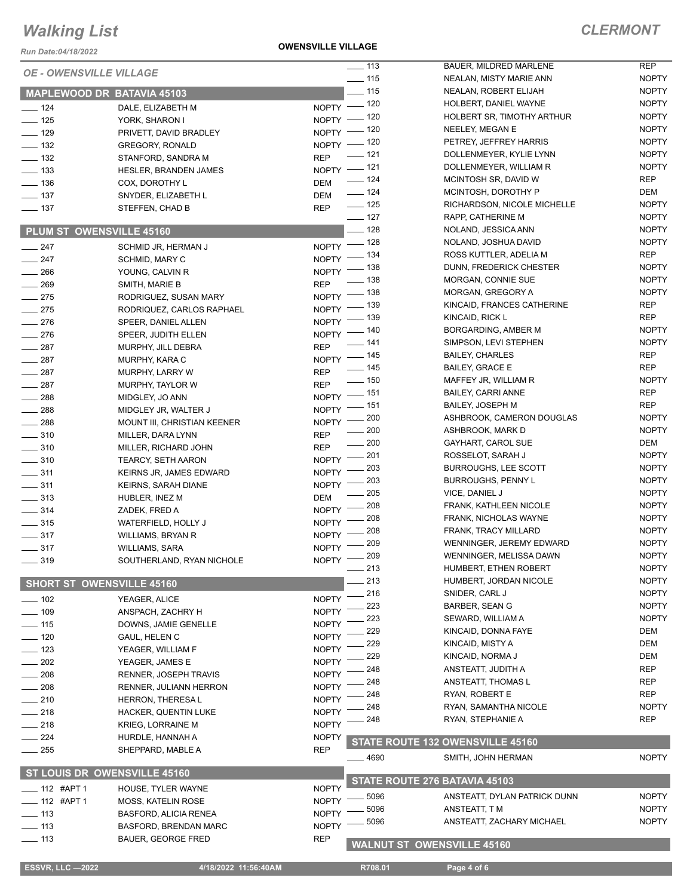# Walking List

## CLERMONT

*Run Date:04/18/2022*

**OWENSVILLE VILLAGE**

### OE - OWENSVILLE VILLAGE

### MAPLEWOOD DR BATAVIA 45103

| No. | Name | Party |
|---|---|---|
| ___ 124 | DALE, ELIZABETH M | NOPTY |
| ___ 125 | YORK, SHARON I | NOPTY |
| ___ 129 | PRIVETT, DAVID BRADLEY | NOPTY |
| ___ 132 | GREGORY, RONALD | NOPTY |
| ___ 132 | STANFORD, SANDRA M | REP |
| ___ 133 | HESLER, BRANDEN JAMES | NOPTY |
| ___ 136 | COX, DOROTHY L | DEM |
| ___ 137 | SNYDER, ELIZABETH L | DEM |
| ___ 137 | STEFFEN, CHAD B | REP |

### PLUM ST OWENSVILLE 45160

| No. | Name | Party |
|---|---|---|
| ___ 247 | SCHMID JR, HERMAN J | NOPTY |
| ___ 247 | SCHMID, MARY C | NOPTY |
| ___ 266 | YOUNG, CALVIN R | NOPTY |
| ___ 269 | SMITH, MARIE B | REP |
| ___ 275 | RODRIGUEZ, SUSAN MARY | NOPTY |
| ___ 275 | RODRIQUEZ, CARLOS RAPHAEL | NOPTY |
| ___ 276 | SPEER, DANIEL ALLEN | NOPTY |
| ___ 276 | SPEER, JUDITH ELLEN | NOPTY |
| ___ 287 | MURPHY, JILL DEBRA | REP |
| ___ 287 | MURPHY, KARA C | NOPTY |
| ___ 287 | MURPHY, LARRY W | REP |
| ___ 287 | MURPHY, TAYLOR W | REP |
| ___ 288 | MIDGLEY, JO ANN | NOPTY |
| ___ 288 | MIDGLEY JR, WALTER J | NOPTY |
| ___ 288 | MOUNT III, CHRISTIAN KEENER | NOPTY |
| ___ 310 | MILLER, DARA LYNN | REP |
| ___ 310 | MILLER, RICHARD JOHN | REP |
| ___ 310 | TEARCY, SETH AARON | NOPTY |
| ___ 311 | KEIRNS JR, JAMES EDWARD | NOPTY |
| ___ 311 | KEIRNS, SARAH DIANE | NOPTY |
| ___ 313 | HUBLER, INEZ M | DEM |
| ___ 314 | ZADEK, FRED A | NOPTY |
| ___ 315 | WATERFIELD, HOLLY J | NOPTY |
| ___ 317 | WILLIAMS, BRYAN R | NOPTY |
| ___ 317 | WILLIAMS, SARA | NOPTY |
| ___ 319 | SOUTHERLAND, RYAN NICHOLE | NOPTY |

### SHORT ST OWENSVILLE 45160

| No. | Name | Party |
|---|---|---|
| ___ 102 | YEAGER, ALICE | NOPTY |
| ___ 109 | ANSPACH, ZACHRY H | NOPTY |
| ___ 115 | DOWNS, JAMIE GENELLE | NOPTY |
| ___ 120 | GAUL, HELEN C | NOPTY |
| ___ 123 | YEAGER, WILLIAM F | NOPTY |
| ___ 202 | YEAGER, JAMES E | NOPTY |
| ___ 208 | RENNER, JOSEPH TRAVIS | NOPTY |
| ___ 208 | RENNER, JULIANN HERRON | NOPTY |
| ___ 210 | HERRON, THERESA L | NOPTY |
| ___ 218 | HACKER, QUENTIN LUKE | NOPTY |
| ___ 218 | KRIEG, LORRAINE M | NOPTY |
| ___ 224 | HURDLE, HANNAH A | NOPTY |
| ___ 255 | SHEPPARD, MABLE A | REP |

### ST LOUIS DR OWENSVILLE 45160

| No. | Name | Party |
|---|---|---|
| ___ 112 #APT 1 | HOUSE, TYLER WAYNE | NOPTY |
| ___ 112 #APT 1 | MOSS, KATELIN ROSE | NOPTY |
| ___ 113 | BASFORD, ALICIA RENEA | NOPTY |
| ___ 113 | BASFORD, BRENDAN MARC | NOPTY |
| ___ 113 | BAUER, GEORGE FRED | REP |
| ___ 113 | BAUER, MILDRED MARLENE | REP |
| ___ 115 | NEALAN, MISTY MARIE ANN | NOPTY |
| ___ 115 | NEALAN, ROBERT ELIJAH | NOPTY |
| ___ 120 | HOLBERT, DANIEL WAYNE | NOPTY |
| ___ 120 | HOLBERT SR, TIMOTHY ARTHUR | NOPTY |
| ___ 120 | NEELEY, MEGAN E | NOPTY |
| ___ 120 | PETREY, JEFFREY HARRIS | NOPTY |
| ___ 121 | DOLLENMEYER, KYLIE LYNN | NOPTY |
| ___ 121 | DOLLENMEYER, WILLIAM R | NOPTY |
| ___ 124 | MCINTOSH SR, DAVID W | REP |
| ___ 124 | MCINTOSH, DOROTHY P | DEM |
| ___ 125 | RICHARDSON, NICOLE MICHELLE | NOPTY |
| ___ 127 | RAPP, CATHERINE M | NOPTY |
| ___ 128 | NOLAND, JESSICA ANN | NOPTY |
| ___ 128 | NOLAND, JOSHUA DAVID | NOPTY |
| ___ 134 | ROSS KUTTLER, ADELIA M | REP |
| ___ 138 | DUNN, FREDERICK CHESTER | NOPTY |
| ___ 138 | MORGAN, CONNIE SUE | NOPTY |
| ___ 138 | MORGAN, GREGORY A | NOPTY |
| ___ 139 | KINCAID, FRANCES CATHERINE | REP |
| ___ 139 | KINCAID, RICK L | REP |
| ___ 140 | BORGARDING, AMBER M | NOPTY |
| ___ 141 | SIMPSON, LEVI STEPHEN | NOPTY |
| ___ 145 | BAILEY, CHARLES | REP |
| ___ 145 | BAILEY, GRACE E | REP |
| ___ 150 | MAFFEY JR, WILLIAM R | NOPTY |
| ___ 151 | BAILEY, CARRI ANNE | REP |
| ___ 151 | BAILEY, JOSEPH M | REP |
| ___ 200 | ASHBROOK, CAMERON DOUGLAS | NOPTY |
| ___ 200 | ASHBROOK, MARK D | NOPTY |
| ___ 200 | GAYHART, CAROL SUE | DEM |
| ___ 201 | ROSSELOT, SARAH J | NOPTY |
| ___ 203 | BURROUGHS, LEE SCOTT | NOPTY |
| ___ 203 | BURROUGHS, PENNY L | NOPTY |
| ___ 205 | VICE, DANIEL J | NOPTY |
| ___ 208 | FRANK, KATHLEEN NICOLE | NOPTY |
| ___ 208 | FRANK, NICHOLAS WAYNE | NOPTY |
| ___ 208 | FRANK, TRACY MILLARD | NOPTY |
| ___ 209 | WENNINGER, JEREMY EDWARD | NOPTY |
| ___ 209 | WENNINGER, MELISSA DAWN | NOPTY |
| ___ 213 | HUMBERT, ETHEN ROBERT | NOPTY |
| ___ 213 | HUMBERT, JORDAN NICOLE | NOPTY |
| ___ 216 | SNIDER, CARL J | NOPTY |
| ___ 223 | BARBER, SEAN G | NOPTY |
| ___ 223 | SEWARD, WILLIAM A | NOPTY |
| ___ 229 | KINCAID, DONNA FAYE | DEM |
| ___ 229 | KINCAID, MISTY A | DEM |
| ___ 229 | KINCAID, NORMA J | DEM |
| ___ 248 | ANSTEATT, JUDITH A | REP |
| ___ 248 | ANSTEATT, THOMAS L | REP |
| ___ 248 | RYAN, ROBERT E | REP |
| ___ 248 | RYAN, SAMANTHA NICOLE | NOPTY |
| ___ 248 | RYAN, STEPHANIE A | REP |

### STATE ROUTE 132 OWENSVILLE 45160

| No. | Name | Party |
|---|---|---|
| ___ 4690 | SMITH, JOHN HERMAN | NOPTY |

### STATE ROUTE 276 BATAVIA 45103

| No. | Name | Party |
|---|---|---|
| ___ 5096 | ANSTEATT, DYLAN PATRICK DUNN | NOPTY |
| ___ 5096 | ANSTEATT, T M | NOPTY |
| ___ 5096 | ANSTEATT, ZACHARY MICHAEL | NOPTY |

### WALNUT ST OWENSVILLE 45160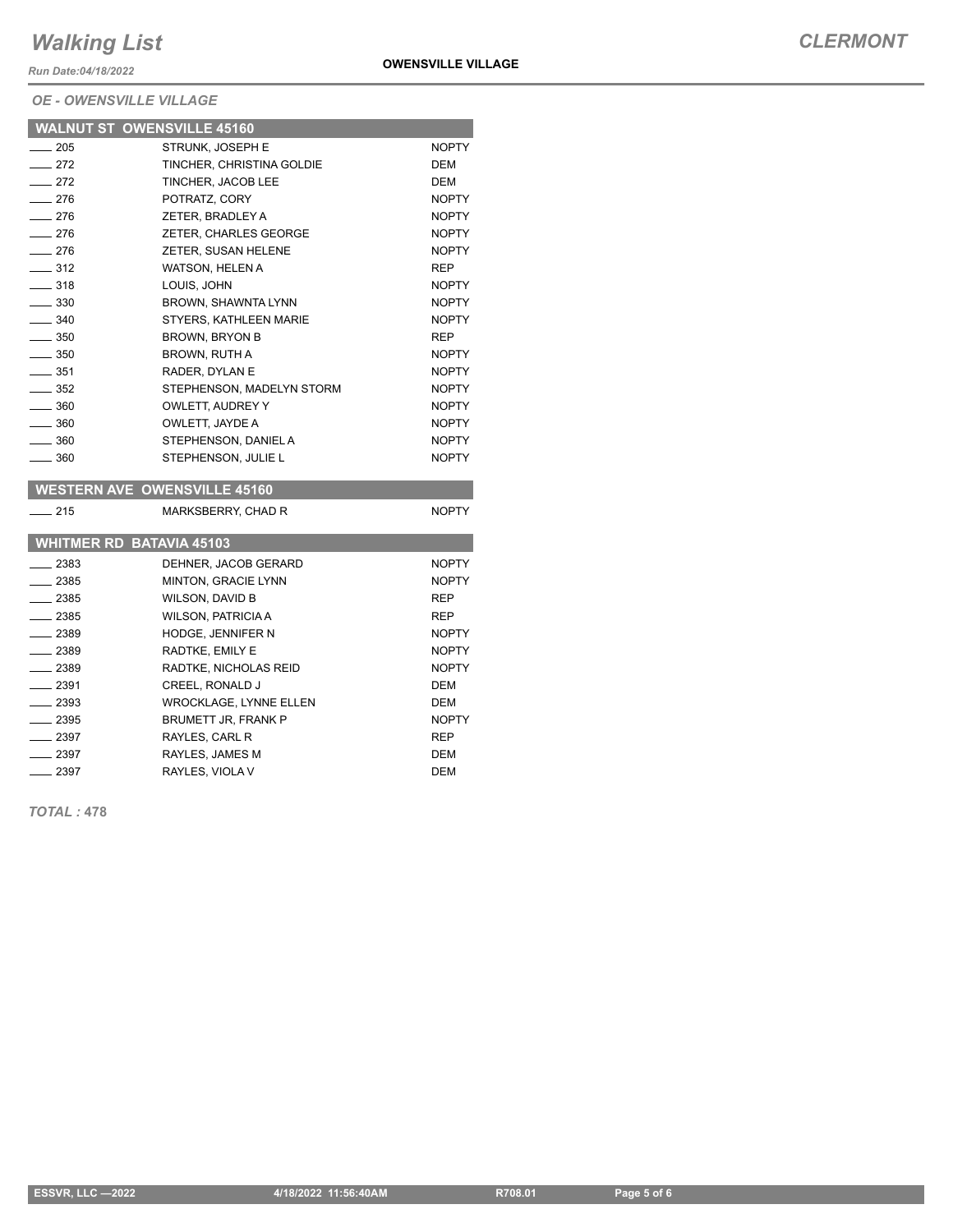# Walking List

**CLERMONT**

*Run Date:04/18/2022*

**OWENSVILLE VILLAGE**

*OE - OWENSVILLE VILLAGE*

## WALNUT ST OWENSVILLE 45160

| | | |
|---|---|---|
| ____ 205 | STRUNK, JOSEPH E | NOPTY |
| ____ 272 | TINCHER, CHRISTINA GOLDIE | DEM |
| ____ 272 | TINCHER, JACOB LEE | DEM |
| ____ 276 | POTRATZ, CORY | NOPTY |
| ____ 276 | ZETER, BRADLEY A | NOPTY |
| ____ 276 | ZETER, CHARLES GEORGE | NOPTY |
| ____ 276 | ZETER, SUSAN HELENE | NOPTY |
| ____ 312 | WATSON, HELEN A | REP |
| ____ 318 | LOUIS, JOHN | NOPTY |
| ____ 330 | BROWN, SHAWNTA LYNN | NOPTY |
| ____ 340 | STYERS, KATHLEEN MARIE | NOPTY |
| ____ 350 | BROWN, BRYON B | REP |
| ____ 350 | BROWN, RUTH A | NOPTY |
| ____ 351 | RADER, DYLAN E | NOPTY |
| ____ 352 | STEPHENSON, MADELYN STORM | NOPTY |
| ____ 360 | OWLETT, AUDREY Y | NOPTY |
| ____ 360 | OWLETT, JAYDE A | NOPTY |
| ____ 360 | STEPHENSON, DANIEL A | NOPTY |
| ____ 360 | STEPHENSON, JULIE L | NOPTY |

## WESTERN AVE OWENSVILLE 45160

| | | |
|---|---|---|
| ____ 215 | MARKSBERRY, CHAD R | NOPTY |

## WHITMER RD BATAVIA 45103

| | | |
|---|---|---|
| ____ 2383 | DEHNER, JACOB GERARD | NOPTY |
| ____ 2385 | MINTON, GRACIE LYNN | NOPTY |
| ____ 2385 | WILSON, DAVID B | REP |
| ____ 2385 | WILSON, PATRICIA A | REP |
| ____ 2389 | HODGE, JENNIFER N | NOPTY |
| ____ 2389 | RADTKE, EMILY E | NOPTY |
| ____ 2389 | RADTKE, NICHOLAS REID | NOPTY |
| ____ 2391 | CREEL, RONALD J | DEM |
| ____ 2393 | WROCKLAGE, LYNNE ELLEN | DEM |
| ____ 2395 | BRUMETT JR, FRANK P | NOPTY |
| ____ 2397 | RAYLES, CARL R | REP |
| ____ 2397 | RAYLES, JAMES M | DEM |
| ____ 2397 | RAYLES, VIOLA V | DEM |

*TOTAL :* **478**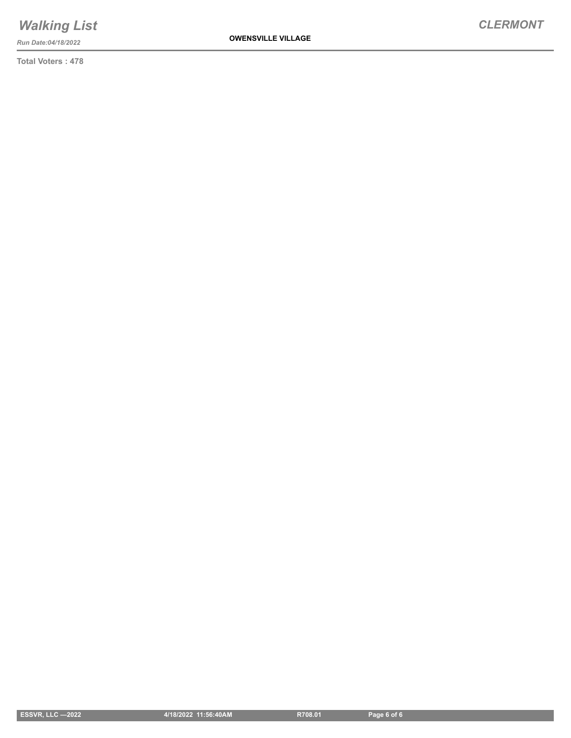**Total Voters : 478**